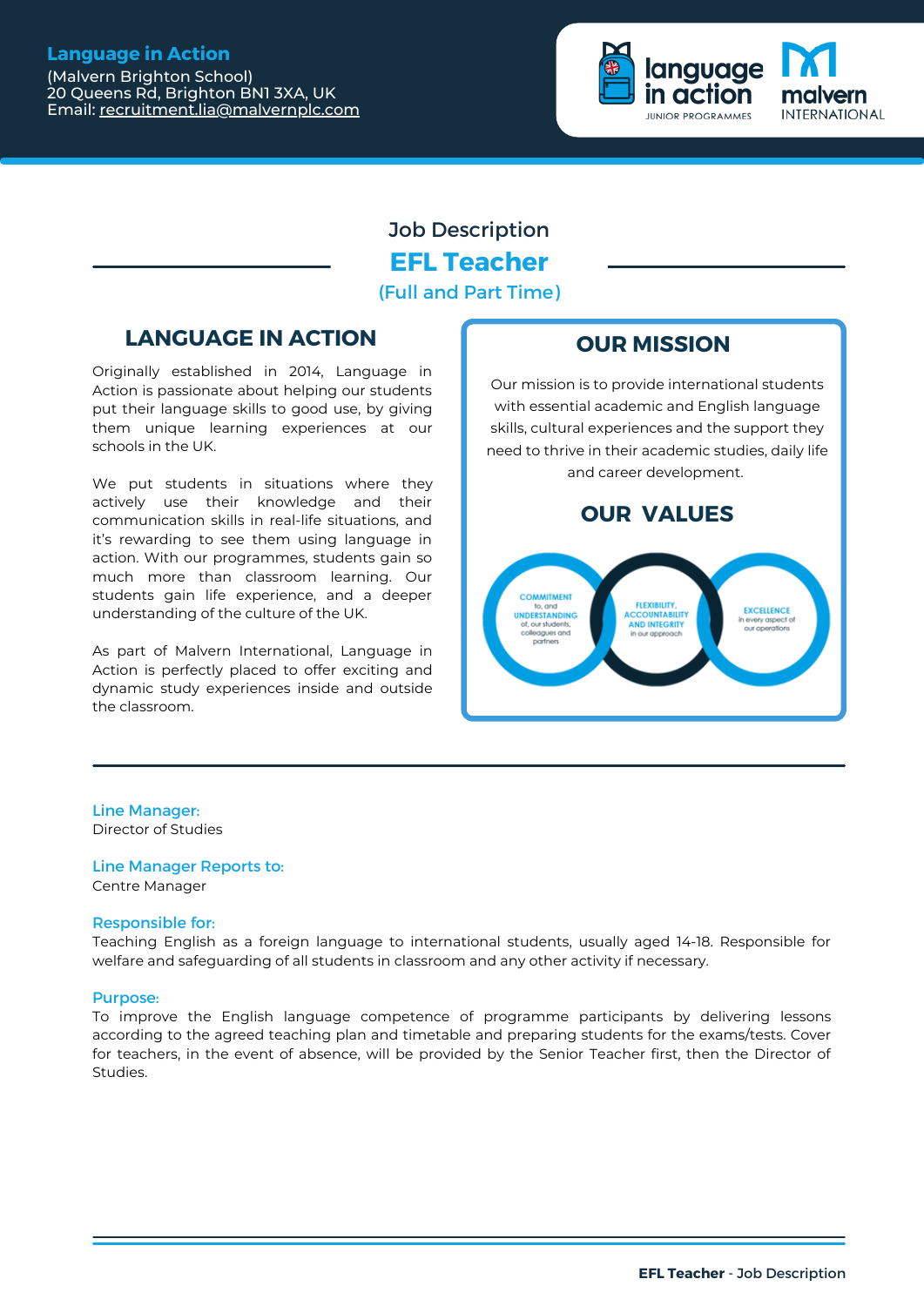**Language in Action**
(Malvern Brighton School)
20 Queens Rd, Brighton BN1 3XA, UK
Email: recruitment.lia@malvernplc.com

Job Description

# EFL Teacher

(Full and Part Time)

## LANGUAGE IN ACTION

Originally established in 2014, Language in Action is passionate about helping our students put their language skills to good use, by giving them unique learning experiences at our schools in the UK.

We put students in situations where they actively use their knowledge and their communication skills in real-life situations, and it's rewarding to see them using language in action. With our programmes, students gain so much more than classroom learning. Our students gain life experience, and a deeper understanding of the culture of the UK.

As part of Malvern International, Language in Action is perfectly placed to offer exciting and dynamic study experiences inside and outside the classroom.

## OUR MISSION

Our mission is to provide international students with essential academic and English language skills, cultural experiences and the support they need to thrive in their academic studies, daily life and career development.

## OUR VALUES

COMMITMENT to, and UNDERSTANDING of, our students, colleagues and partners

FLEXIBILITY, ACCOUNTABILITY AND INTEGRITY in our approach

EXCELLENCE in every aspect of our operations

**Line Manager:**
Director of Studies

**Line Manager Reports to:**
Centre Manager

**Responsible for:**
Teaching English as a foreign language to international students, usually aged 14-18. Responsible for welfare and safeguarding of all students in classroom and any other activity if necessary.

**Purpose:**
To improve the English language competence of programme participants by delivering lessons according to the agreed teaching plan and timetable and preparing students for the exams/tests. Cover for teachers, in the event of absence, will be provided by the Senior Teacher first, then the Director of Studies.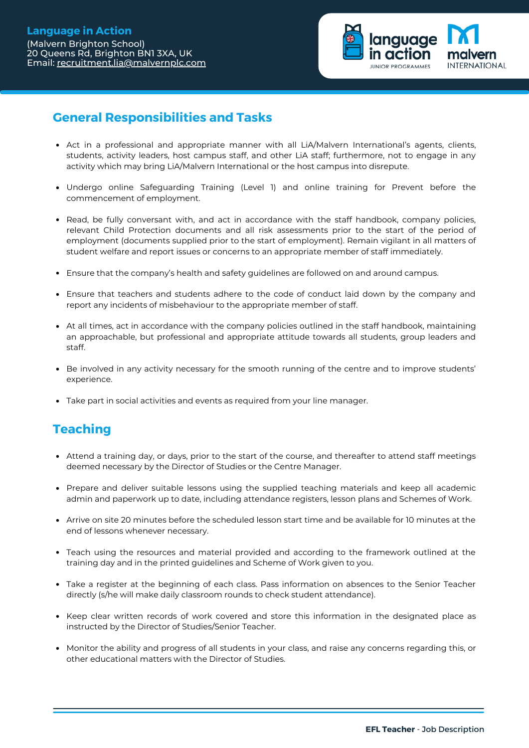**Language in Action**
(Malvern Brighton School)
20 Queens Rd, Brighton BN1 3XA, UK
Email: recruitment.lia@malvernplc.com

## General Responsibilities and Tasks

- Act in a professional and appropriate manner with all LiA/Malvern International's agents, clients, students, activity leaders, host campus staff, and other LiA staff; furthermore, not to engage in any activity which may bring LiA/Malvern International or the host campus into disrepute.
- Undergo online Safeguarding Training (Level 1) and online training for Prevent before the commencement of employment.
- Read, be fully conversant with, and act in accordance with the staff handbook, company policies, relevant Child Protection documents and all risk assessments prior to the start of the period of employment (documents supplied prior to the start of employment). Remain vigilant in all matters of student welfare and report issues or concerns to an appropriate member of staff immediately.
- Ensure that the company's health and safety guidelines are followed on and around campus.
- Ensure that teachers and students adhere to the code of conduct laid down by the company and report any incidents of misbehaviour to the appropriate member of staff.
- At all times, act in accordance with the company policies outlined in the staff handbook, maintaining an approachable, but professional and appropriate attitude towards all students, group leaders and staff.
- Be involved in any activity necessary for the smooth running of the centre and to improve students' experience.
- Take part in social activities and events as required from your line manager.

## Teaching

- Attend a training day, or days, prior to the start of the course, and thereafter to attend staff meetings deemed necessary by the Director of Studies or the Centre Manager.
- Prepare and deliver suitable lessons using the supplied teaching materials and keep all academic admin and paperwork up to date, including attendance registers, lesson plans and Schemes of Work.
- Arrive on site 20 minutes before the scheduled lesson start time and be available for 10 minutes at the end of lessons whenever necessary.
- Teach using the resources and material provided and according to the framework outlined at the training day and in the printed guidelines and Scheme of Work given to you.
- Take a register at the beginning of each class. Pass information on absences to the Senior Teacher directly (s/he will make daily classroom rounds to check student attendance).
- Keep clear written records of work covered and store this information in the designated place as instructed by the Director of Studies/Senior Teacher.
- Monitor the ability and progress of all students in your class, and raise any concerns regarding this, or other educational matters with the Director of Studies.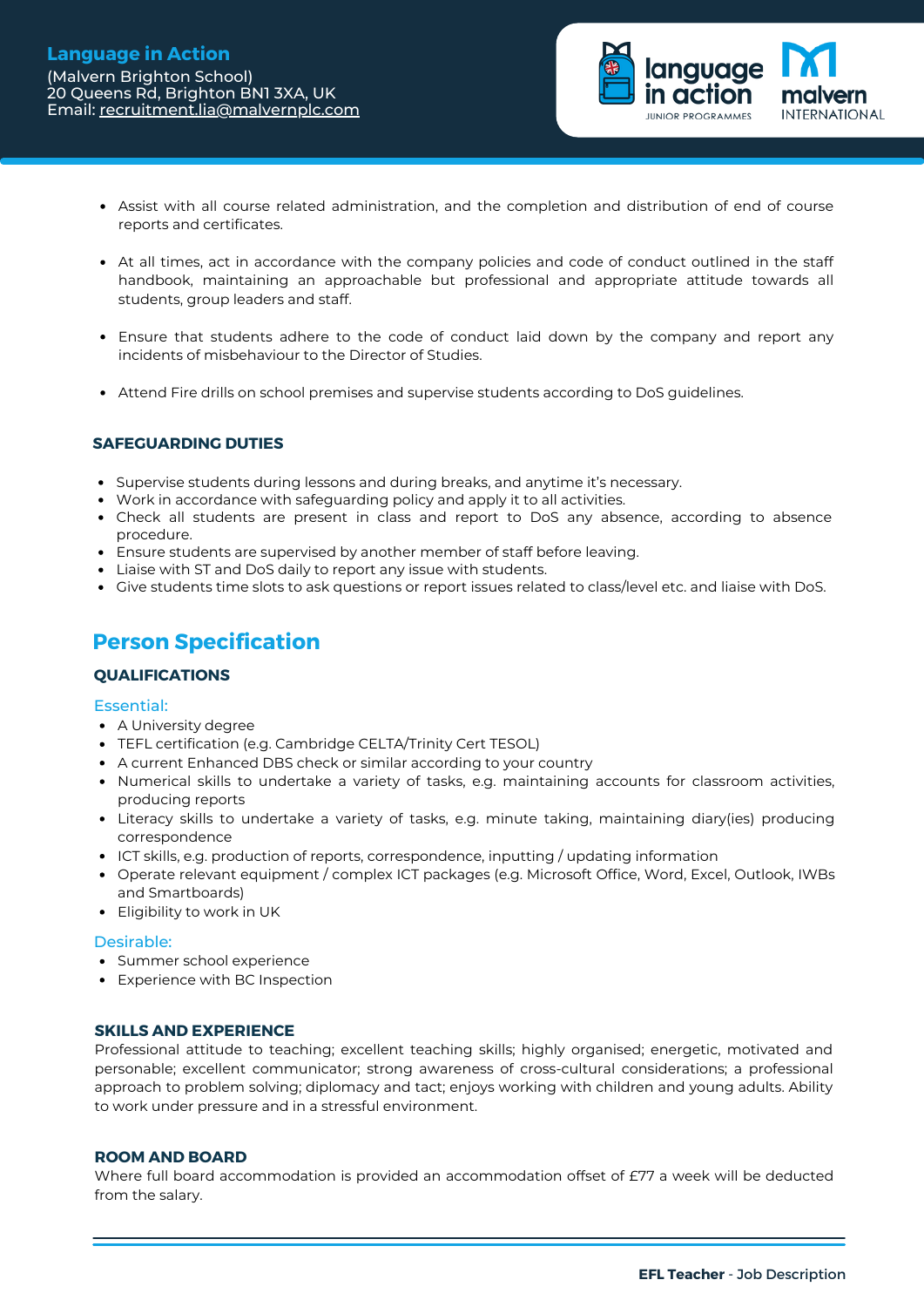- Assist with all course related administration, and the completion and distribution of end of course reports and certificates.

- At all times, act in accordance with the company policies and code of conduct outlined in the staff handbook, maintaining an approachable but professional and appropriate attitude towards all students, group leaders and staff.

- Ensure that students adhere to the code of conduct laid down by the company and report any incidents of misbehaviour to the Director of Studies.

- Attend Fire drills on school premises and supervise students according to DoS guidelines.

### SAFEGUARDING DUTIES

- Supervise students during lessons and during breaks, and anytime it's necessary.
- Work in accordance with safeguarding policy and apply it to all activities.
- Check all students are present in class and report to DoS any absence, according to absence procedure.
- Ensure students are supervised by another member of staff before leaving.
- Liaise with ST and DoS daily to report any issue with students.
- Give students time slots to ask questions or report issues related to class/level etc. and liaise with DoS.

## Person Specification

### QUALIFICATIONS

**Essential:**

- A University degree
- TEFL certification (e.g. Cambridge CELTA/Trinity Cert TESOL)
- A current Enhanced DBS check or similar according to your country
- Numerical skills to undertake a variety of tasks, e.g. maintaining accounts for classroom activities, producing reports
- Literacy skills to undertake a variety of tasks, e.g. minute taking, maintaining diary(ies) producing correspondence
- ICT skills, e.g. production of reports, correspondence, inputting / updating information
- Operate relevant equipment / complex ICT packages (e.g. Microsoft Office, Word, Excel, Outlook, IWBs and Smartboards)
- Eligibility to work in UK

**Desirable:**

- Summer school experience
- Experience with BC Inspection

### SKILLS AND EXPERIENCE

Professional attitude to teaching; excellent teaching skills; highly organised; energetic, motivated and personable; excellent communicator; strong awareness of cross-cultural considerations; a professional approach to problem solving; diplomacy and tact; enjoys working with children and young adults. Ability to work under pressure and in a stressful environment.

### ROOM AND BOARD

Where full board accommodation is provided an accommodation offset of £77 a week will be deducted from the salary.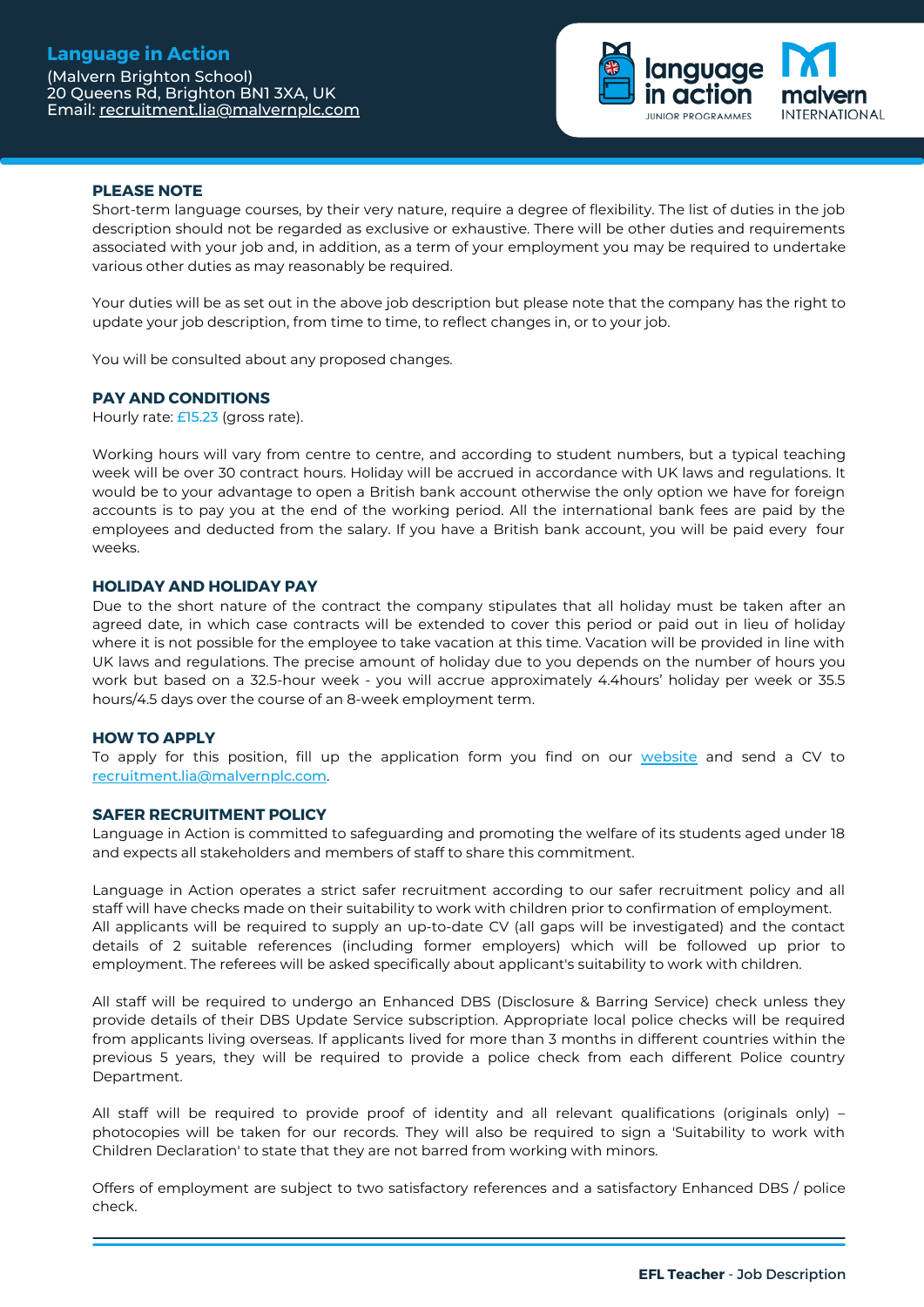## PLEASE NOTE

Short-term language courses, by their very nature, require a degree of flexibility. The list of duties in the job description should not be regarded as exclusive or exhaustive. There will be other duties and requirements associated with your job and, in addition, as a term of your employment you may be required to undertake various other duties as may reasonably be required.

Your duties will be as set out in the above job description but please note that the company has the right to update your job description, from time to time, to reflect changes in, or to your job.

You will be consulted about any proposed changes.

## PAY AND CONDITIONS

Hourly rate: £15.23 (gross rate).

Working hours will vary from centre to centre, and according to student numbers, but a typical teaching week will be over 30 contract hours. Holiday will be accrued in accordance with UK laws and regulations. It would be to your advantage to open a British bank account otherwise the only option we have for foreign accounts is to pay you at the end of the working period. All the international bank fees are paid by the employees and deducted from the salary. If you have a British bank account, you will be paid every four weeks.

## HOLIDAY AND HOLIDAY PAY

Due to the short nature of the contract the company stipulates that all holiday must be taken after an agreed date, in which case contracts will be extended to cover this period or paid out in lieu of holiday where it is not possible for the employee to take vacation at this time. Vacation will be provided in line with UK laws and regulations. The precise amount of holiday due to you depends on the number of hours you work but based on a 32.5-hour week - you will accrue approximately 4.4hours' holiday per week or 35.5 hours/4.5 days over the course of an 8-week employment term.

## HOW TO APPLY

To apply for this position, fill up the application form you find on our website and send a CV to recruitment.lia@malvernplc.com.

## SAFER RECRUITMENT POLICY

Language in Action is committed to safeguarding and promoting the welfare of its students aged under 18 and expects all stakeholders and members of staff to share this commitment.

Language in Action operates a strict safer recruitment according to our safer recruitment policy and all staff will have checks made on their suitability to work with children prior to confirmation of employment. All applicants will be required to supply an up-to-date CV (all gaps will be investigated) and the contact details of 2 suitable references (including former employers) which will be followed up prior to employment. The referees will be asked specifically about applicant's suitability to work with children.

All staff will be required to undergo an Enhanced DBS (Disclosure & Barring Service) check unless they provide details of their DBS Update Service subscription. Appropriate local police checks will be required from applicants living overseas. If applicants lived for more than 3 months in different countries within the previous 5 years, they will be required to provide a police check from each different Police country Department.

All staff will be required to provide proof of identity and all relevant qualifications (originals only) – photocopies will be taken for our records. They will also be required to sign a 'Suitability to work with Children Declaration' to state that they are not barred from working with minors.

Offers of employment are subject to two satisfactory references and a satisfactory Enhanced DBS / police check.